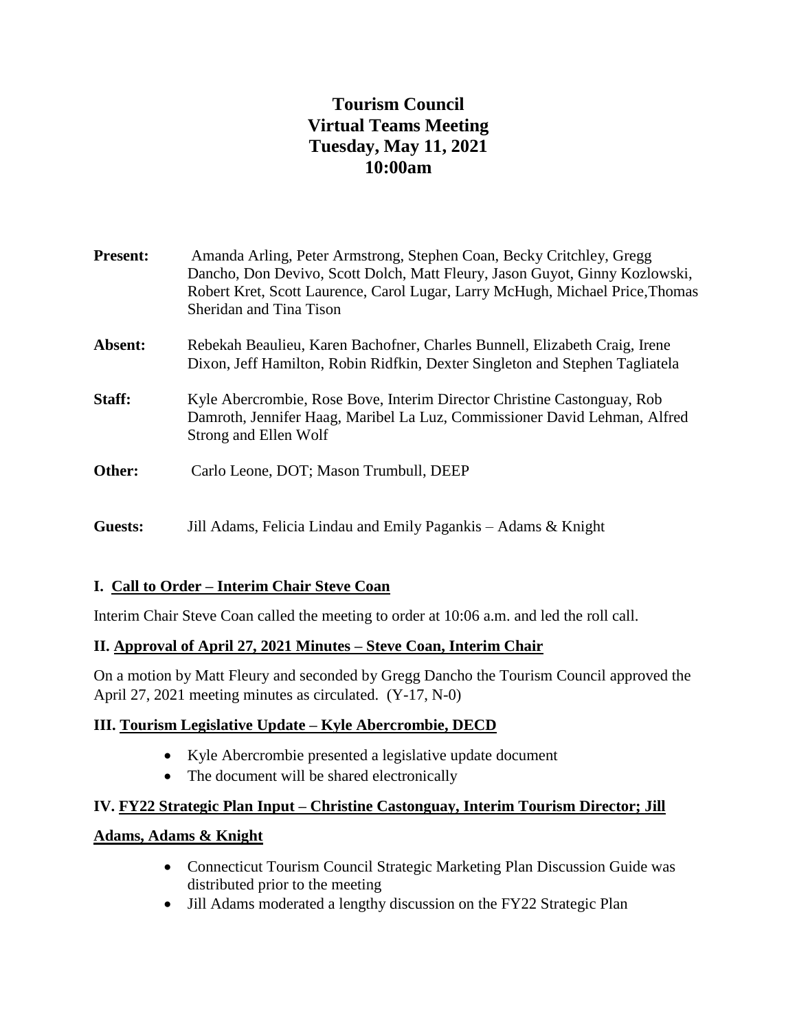# Tourism Council
# Virtual Teams Meeting
# Tuesday, May 11, 2021
# 10:00am

**Present:** Amanda Arling, Peter Armstrong, Stephen Coan, Becky Critchley, Gregg Dancho, Don Devivo, Scott Dolch, Matt Fleury, Jason Guyot, Ginny Kozlowski, Robert Kret, Scott Laurence, Carol Lugar, Larry McHugh, Michael Price,Thomas Sheridan and Tina Tison

**Absent:** Rebekah Beaulieu, Karen Bachofner, Charles Bunnell, Elizabeth Craig, Irene Dixon, Jeff Hamilton, Robin Ridfkin, Dexter Singleton and Stephen Tagliatela

**Staff:** Kyle Abercrombie, Rose Bove, Interim Director Christine Castonguay, Rob Damroth, Jennifer Haag, Maribel La Luz, Commissioner David Lehman, Alfred Strong and Ellen Wolf

**Other:** Carlo Leone, DOT; Mason Trumbull, DEEP

**Guests:** Jill Adams, Felicia Lindau and Emily Pagankis – Adams & Knight

## I. Call to Order – Interim Chair Steve Coan

Interim Chair Steve Coan called the meeting to order at 10:06 a.m. and led the roll call.

## II. Approval of April 27, 2021 Minutes – Steve Coan, Interim Chair

On a motion by Matt Fleury and seconded by Gregg Dancho the Tourism Council approved the April 27, 2021 meeting minutes as circulated. (Y-17, N-0)

## III. Tourism Legislative Update – Kyle Abercrombie, DECD

- Kyle Abercrombie presented a legislative update document
- The document will be shared electronically

## IV. FY22 Strategic Plan Input – Christine Castonguay, Interim Tourism Director; Jill Adams, Adams & Knight

- Connecticut Tourism Council Strategic Marketing Plan Discussion Guide was distributed prior to the meeting
- Jill Adams moderated a lengthy discussion on the FY22 Strategic Plan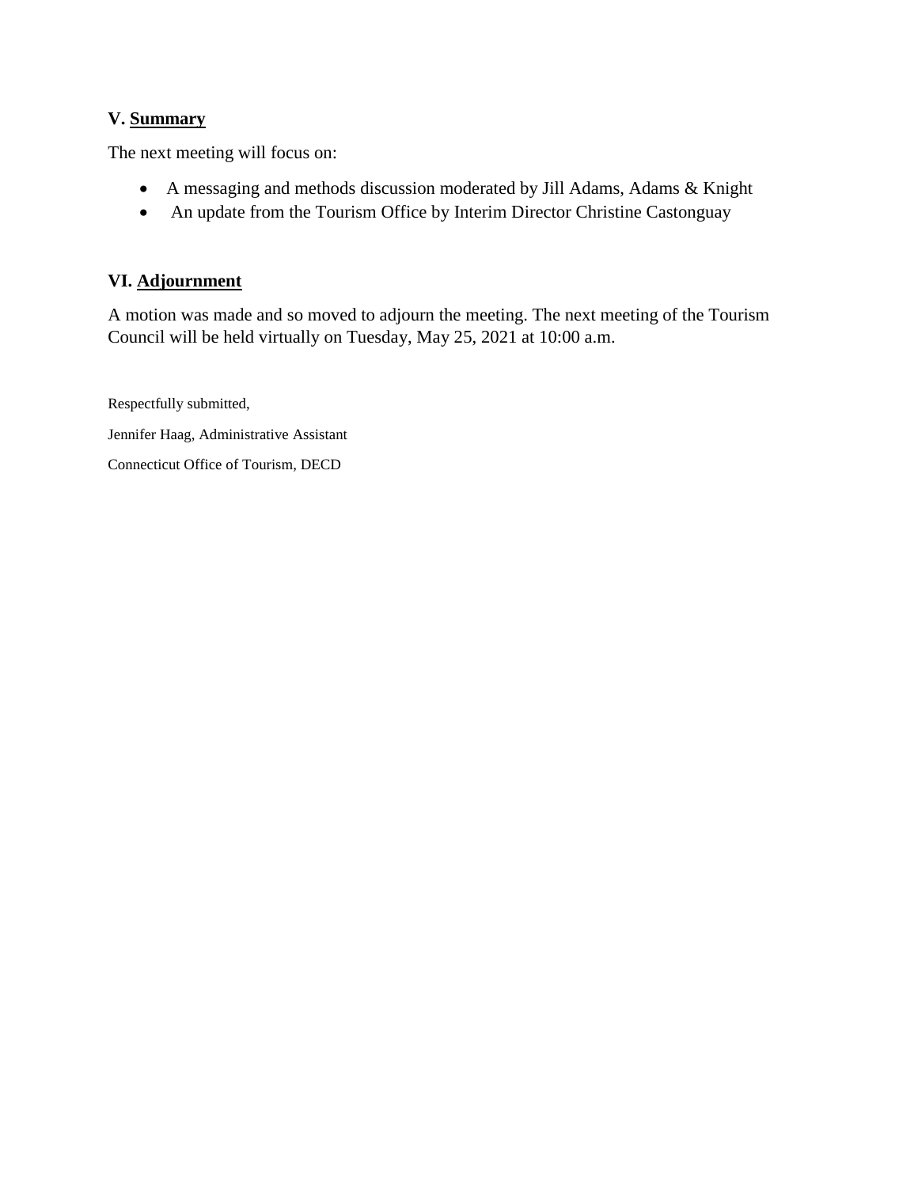## V. Summary

The next meeting will focus on:

- A messaging and methods discussion moderated by Jill Adams, Adams & Knight
- An update from the Tourism Office by Interim Director Christine Castonguay

## VI. Adjournment

A motion was made and so moved to adjourn the meeting. The next meeting of the Tourism Council will be held virtually on Tuesday, May 25, 2021 at 10:00 a.m.

Respectfully submitted,

Jennifer Haag, Administrative Assistant

Connecticut Office of Tourism, DECD